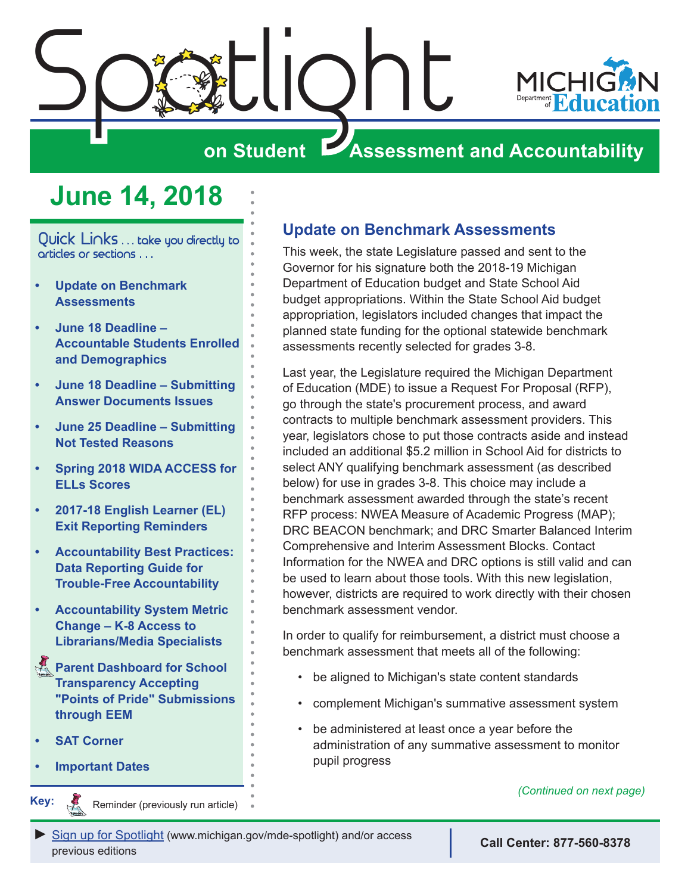# Spotlight on Student Assessment and Accountability

MICHIGAN Department of Education

## June 14, 2018

Quick Links . . . take you directly to articles or sections . . .

- **Update on Benchmark Assessments**
- **June 18 Deadline – Accountable Students Enrolled and Demographics**
- **June 18 Deadline – Submitting Answer Documents Issues**
- **June 25 Deadline – Submitting Not Tested Reasons**
- **Spring 2018 WIDA ACCESS for ELLs Scores**
- **2017-18 English Learner (EL) Exit Reporting Reminders**
- **Accountability Best Practices: Data Reporting Guide for Trouble-Free Accountability**
- **Accountability System Metric Change – K-8 Access to Librarians/Media Specialists**
- **Parent Dashboard for School Transparency Accepting "Points of Pride" Submissions through EEM**
- **SAT Corner**
- **Important Dates**

**Key:** Reminder (previously run article)

## Update on Benchmark Assessments

This week, the state Legislature passed and sent to the Governor for his signature both the 2018-19 Michigan Department of Education budget and State School Aid budget appropriations. Within the State School Aid budget appropriation, legislators included changes that impact the planned state funding for the optional statewide benchmark assessments recently selected for grades 3-8.

Last year, the Legislature required the Michigan Department of Education (MDE) to issue a Request For Proposal (RFP), go through the state's procurement process, and award contracts to multiple benchmark assessment providers. This year, legislators chose to put those contracts aside and instead included an additional $5.2 million in School Aid for districts to select ANY qualifying benchmark assessment (as described below) for use in grades 3-8. This choice may include a benchmark assessment awarded through the state's recent RFP process: NWEA Measure of Academic Progress (MAP); DRC BEACON benchmark; and DRC Smarter Balanced Interim Comprehensive and Interim Assessment Blocks. Contact Information for the NWEA and DRC options is still valid and can be used to learn about those tools. With this new legislation, however, districts are required to work directly with their chosen benchmark assessment vendor.

In order to qualify for reimbursement, a district must choose a benchmark assessment that meets all of the following:

- be aligned to Michigan's state content standards
- complement Michigan's summative assessment system
- be administered at least once a year before the administration of any summative assessment to monitor pupil progress

*(Continued on next page)*

► Sign up for Spotlight (www.michigan.gov/mde-spotlight) and/or access previous editions

**Call Center: 877-560-8378**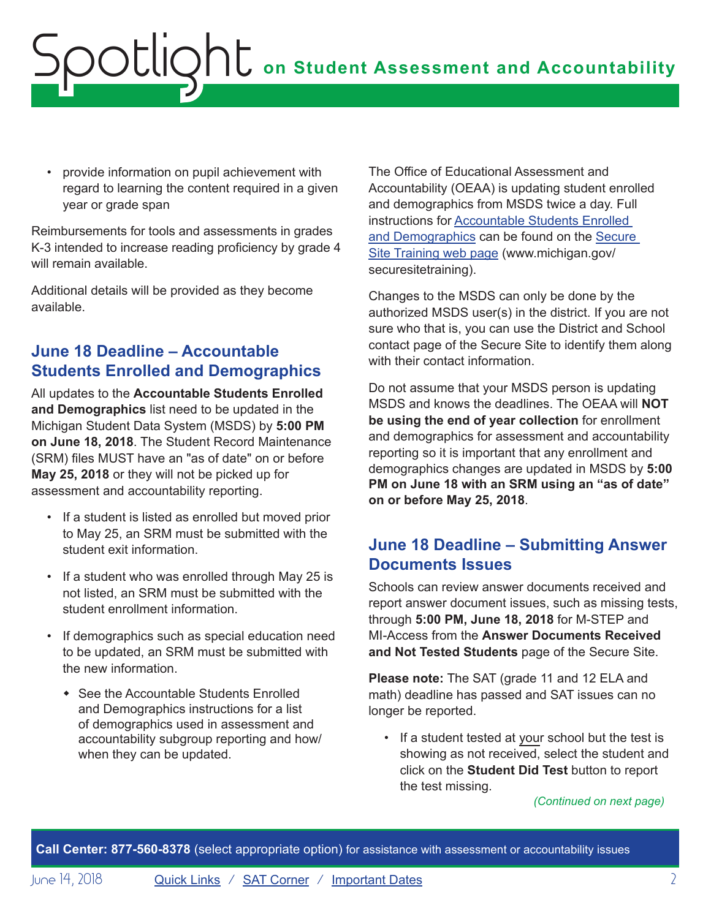- provide information on pupil achievement with regard to learning the content required in a given year or grade span

Reimbursements for tools and assessments in grades K-3 intended to increase reading proficiency by grade 4 will remain available.

Additional details will be provided as they become available.

## June 18 Deadline – Accountable Students Enrolled and Demographics

All updates to the **Accountable Students Enrolled and Demographics** list need to be updated in the Michigan Student Data System (MSDS) by **5:00 PM on June 18, 2018**. The Student Record Maintenance (SRM) files MUST have an "as of date" on or before **May 25, 2018** or they will not be picked up for assessment and accountability reporting.

- If a student is listed as enrolled but moved prior to May 25, an SRM must be submitted with the student exit information.
- If a student who was enrolled through May 25 is not listed, an SRM must be submitted with the student enrollment information.
- If demographics such as special education need to be updated, an SRM must be submitted with the new information.
  - See the Accountable Students Enrolled and Demographics instructions for a list of demographics used in assessment and accountability subgroup reporting and how/when they can be updated.

The Office of Educational Assessment and Accountability (OEAA) is updating student enrolled and demographics from MSDS twice a day. Full instructions for Accountable Students Enrolled and Demographics can be found on the Secure Site Training web page (www.michigan.gov/securesitetraining).

Changes to the MSDS can only be done by the authorized MSDS user(s) in the district. If you are not sure who that is, you can use the District and School contact page of the Secure Site to identify them along with their contact information.

Do not assume that your MSDS person is updating MSDS and knows the deadlines. The OEAA will **NOT be using the end of year collection** for enrollment and demographics for assessment and accountability reporting so it is important that any enrollment and demographics changes are updated in MSDS by **5:00 PM on June 18 with an SRM using an "as of date" on or before May 25, 2018**.

## June 18 Deadline – Submitting Answer Documents Issues

Schools can review answer documents received and report answer document issues, such as missing tests, through **5:00 PM, June 18, 2018** for M-STEP and MI-Access from the **Answer Documents Received and Not Tested Students** page of the Secure Site.

**Please note:** The SAT (grade 11 and 12 ELA and math) deadline has passed and SAT issues can no longer be reported.

- If a student tested at your school but the test is showing as not received, select the student and click on the **Student Did Test** button to report the test missing.

*(Continued on next page)*

**Call Center: 877-560-8378** (select appropriate option) for assistance with assessment or accountability issues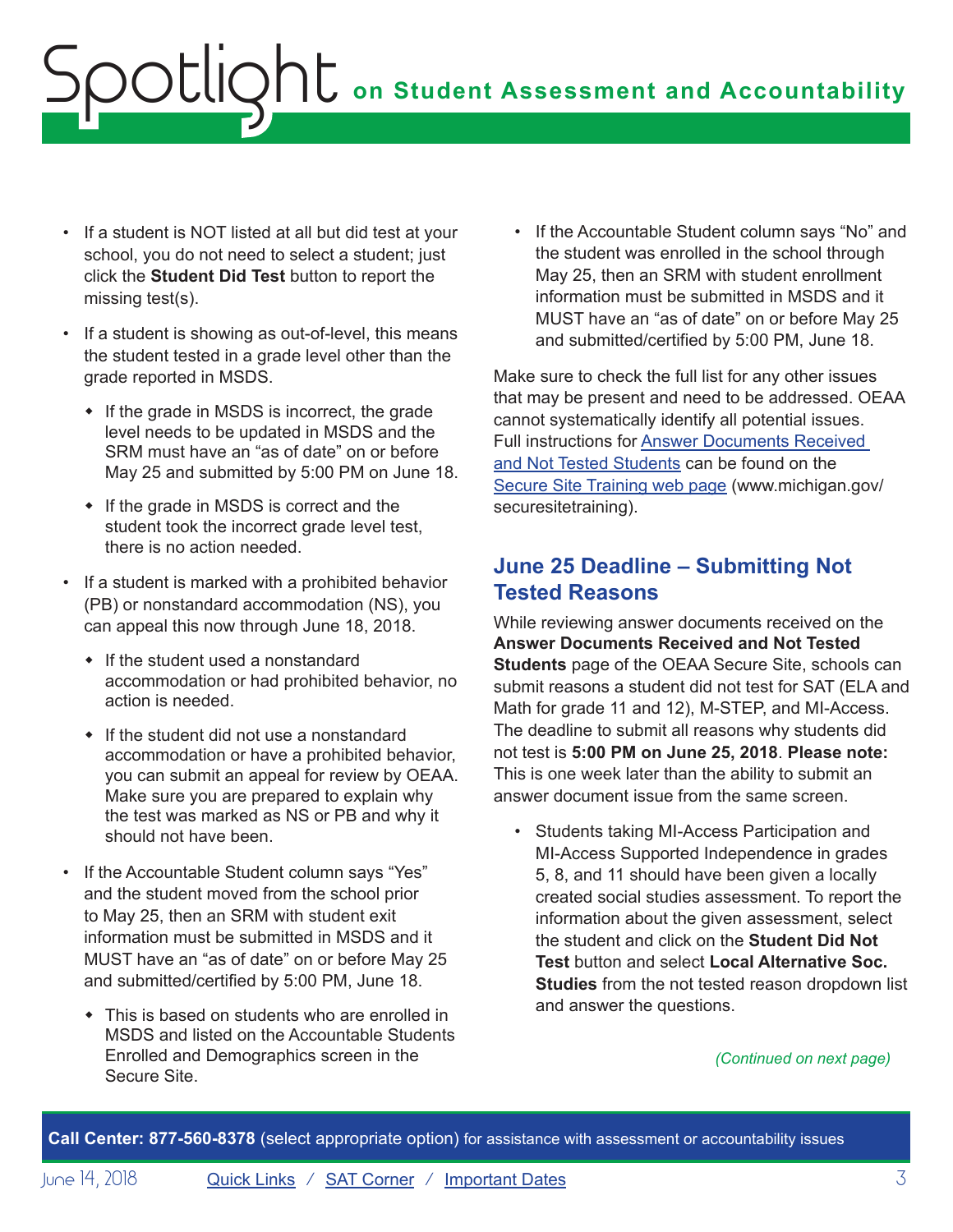- If a student is NOT listed at all but did test at your school, you do not need to select a student; just click the **Student Did Test** button to report the missing test(s).
- If a student is showing as out-of-level, this means the student tested in a grade level other than the grade reported in MSDS.
  - If the grade in MSDS is incorrect, the grade level needs to be updated in MSDS and the SRM must have an “as of date” on or before May 25 and submitted by 5:00 PM on June 18.
  - If the grade in MSDS is correct and the student took the incorrect grade level test, there is no action needed.
- If a student is marked with a prohibited behavior (PB) or nonstandard accommodation (NS), you can appeal this now through June 18, 2018.
  - If the student used a nonstandard accommodation or had prohibited behavior, no action is needed.
  - If the student did not use a nonstandard accommodation or have a prohibited behavior, you can submit an appeal for review by OEAA. Make sure you are prepared to explain why the test was marked as NS or PB and why it should not have been.
- If the Accountable Student column says “Yes” and the student moved from the school prior to May 25, then an SRM with student exit information must be submitted in MSDS and it MUST have an “as of date” on or before May 25 and submitted/certified by 5:00 PM, June 18.
  - This is based on students who are enrolled in MSDS and listed on the Accountable Students Enrolled and Demographics screen in the Secure Site.
- If the Accountable Student column says “No” and the student was enrolled in the school through May 25, then an SRM with student enrollment information must be submitted in MSDS and it MUST have an “as of date” on or before May 25 and submitted/certified by 5:00 PM, June 18.

Make sure to check the full list for any other issues that may be present and need to be addressed. OEAA cannot systematically identify all potential issues. Full instructions for [Answer Documents Received and Not Tested Students](#) can be found on the [Secure Site Training web page](#) (www.michigan.gov/securesitetraining).

## June 25 Deadline – Submitting Not Tested Reasons

While reviewing answer documents received on the **Answer Documents Received and Not Tested Students** page of the OEAA Secure Site, schools can submit reasons a student did not test for SAT (ELA and Math for grade 11 and 12), M-STEP, and MI-Access. The deadline to submit all reasons why students did not test is **5:00 PM on June 25, 2018**. **Please note:** This is one week later than the ability to submit an answer document issue from the same screen.

- Students taking MI-Access Participation and MI-Access Supported Independence in grades 5, 8, and 11 should have been given a locally created social studies assessment. To report the information about the given assessment, select the student and click on the **Student Did Not Test** button and select **Local Alternative Soc. Studies** from the not tested reason dropdown list and answer the questions.

*(Continued on next page)*

**Call Center: 877-560-8378** (select appropriate option) for assistance with assessment or accountability issues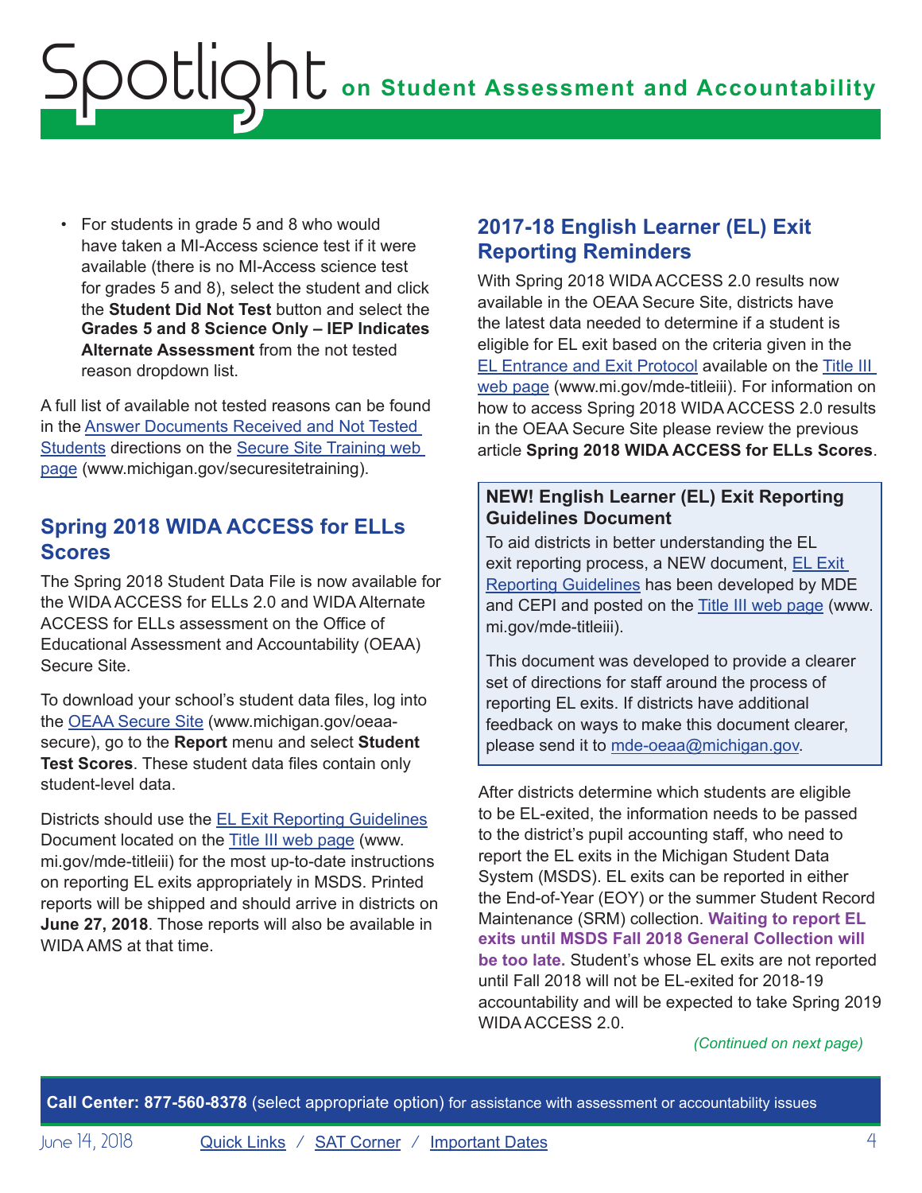- For students in grade 5 and 8 who would have taken a MI-Access science test if it were available (there is no MI-Access science test for grades 5 and 8), select the student and click the **Student Did Not Test** button and select the **Grades 5 and 8 Science Only – IEP Indicates Alternate Assessment** from the not tested reason dropdown list.

A full list of available not tested reasons can be found in the [Answer Documents Received and Not Tested Students]() directions on the [Secure Site Training web page]() (www.michigan.gov/securesitetraining).

## Spring 2018 WIDA ACCESS for ELLs Scores

The Spring 2018 Student Data File is now available for the WIDA ACCESS for ELLs 2.0 and WIDA Alternate ACCESS for ELLs assessment on the Office of Educational Assessment and Accountability (OEAA) Secure Site.

To download your school's student data files, log into the [OEAA Secure Site]() (www.michigan.gov/oeaa-secure), go to the **Report** menu and select **Student Test Scores**. These student data files contain only student-level data.

Districts should use the [EL Exit Reporting Guidelines]() Document located on the [Title III web page]() (www.mi.gov/mde-titleiii) for the most up-to-date instructions on reporting EL exits appropriately in MSDS. Printed reports will be shipped and should arrive in districts on **June 27, 2018**. Those reports will also be available in WIDA AMS at that time.

## 2017-18 English Learner (EL) Exit Reporting Reminders

With Spring 2018 WIDA ACCESS 2.0 results now available in the OEAA Secure Site, districts have the latest data needed to determine if a student is eligible for EL exit based on the criteria given in the [EL Entrance and Exit Protocol]() available on the [Title III web page]() (www.mi.gov/mde-titleiii). For information on how to access Spring 2018 WIDA ACCESS 2.0 results in the OEAA Secure Site please review the previous article **Spring 2018 WIDA ACCESS for ELLs Scores**.

### NEW! English Learner (EL) Exit Reporting Guidelines Document

To aid districts in better understanding the EL exit reporting process, a NEW document, [EL Exit Reporting Guidelines]() has been developed by MDE and CEPI and posted on the [Title III web page]() (www.mi.gov/mde-titleiii).

This document was developed to provide a clearer set of directions for staff around the process of reporting EL exits. If districts have additional feedback on ways to make this document clearer, please send it to [mde-oeaa@michigan.gov]().

After districts determine which students are eligible to be EL-exited, the information needs to be passed to the district's pupil accounting staff, who need to report the EL exits in the Michigan Student Data System (MSDS). EL exits can be reported in either the End-of-Year (EOY) or the summer Student Record Maintenance (SRM) collection. **Waiting to report EL exits until MSDS Fall 2018 General Collection will be too late.** Student's whose EL exits are not reported until Fall 2018 will not be EL-exited for 2018-19 accountability and will be expected to take Spring 2019 WIDA ACCESS 2.0.

*(Continued on next page)*

**Call Center: 877-560-8378** (select appropriate option) for assistance with assessment or accountability issues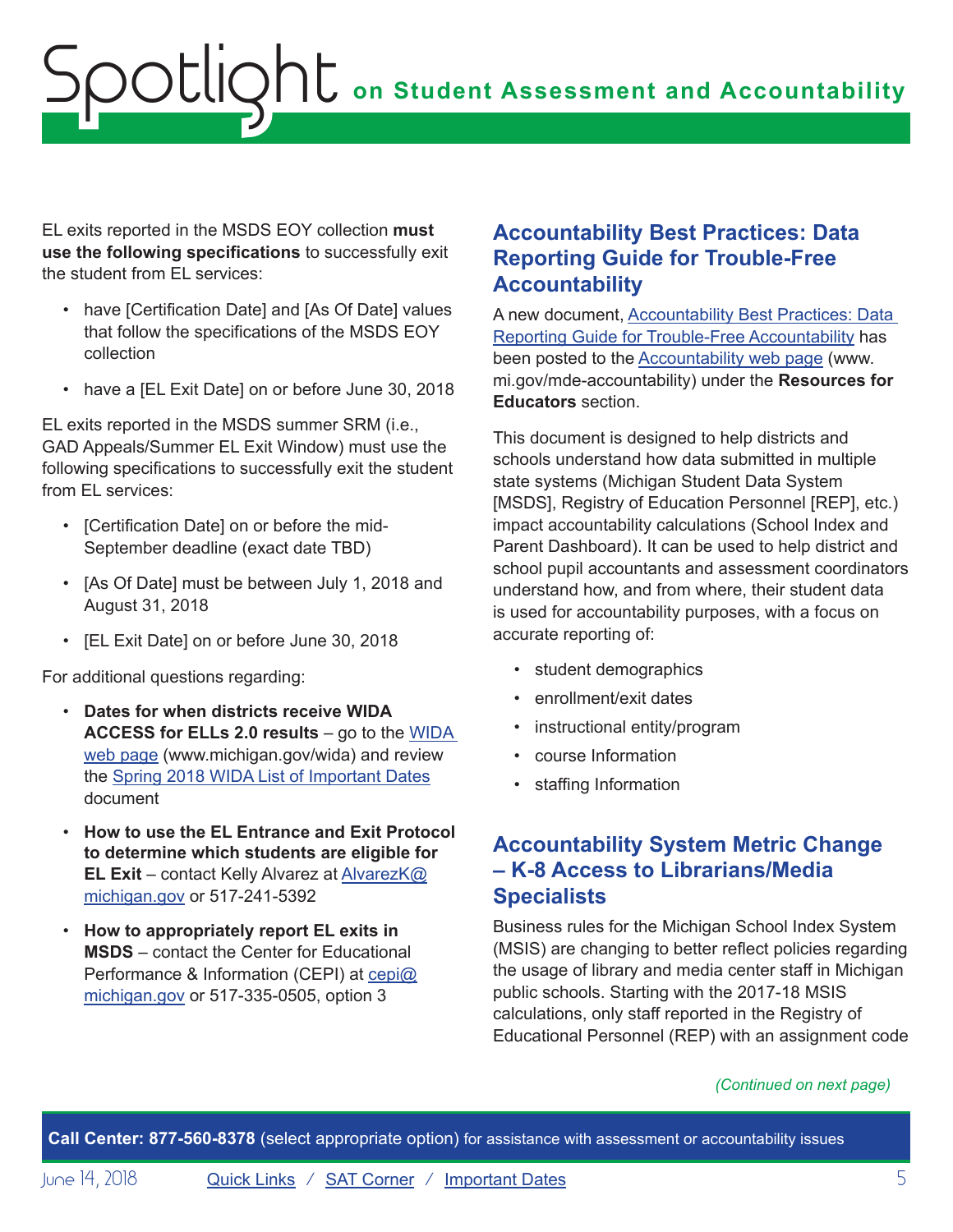EL exits reported in the MSDS EOY collection **must use the following specifications** to successfully exit the student from EL services:

- have [Certification Date] and [As Of Date] values that follow the specifications of the MSDS EOY collection
- have a [EL Exit Date] on or before June 30, 2018

EL exits reported in the MSDS summer SRM (i.e., GAD Appeals/Summer EL Exit Window) must use the following specifications to successfully exit the student from EL services:

- [Certification Date] on or before the mid-September deadline (exact date TBD)
- [As Of Date] must be between July 1, 2018 and August 31, 2018
- [EL Exit Date] on or before June 30, 2018

For additional questions regarding:

- **Dates for when districts receive WIDA ACCESS for ELLs 2.0 results** – go to the [WIDA web page](www.michigan.gov/wida) (www.michigan.gov/wida) and review the [Spring 2018 WIDA List of Important Dates]() document
- **How to use the EL Entrance and Exit Protocol to determine which students are eligible for EL Exit** – contact Kelly Alvarez at [AlvarezK@michigan.gov](mailto:AlvarezK@michigan.gov) or 517-241-5392
- **How to appropriately report EL exits in MSDS** – contact the Center for Educational Performance & Information (CEPI) at [cepi@michigan.gov](mailto:cepi@michigan.gov) or 517-335-0505, option 3

## Accountability Best Practices: Data Reporting Guide for Trouble-Free Accountability

A new document, [Accountability Best Practices: Data Reporting Guide for Trouble-Free Accountability]() has been posted to the [Accountability web page](www.mi.gov/mde-accountability) (www.mi.gov/mde-accountability) under the **Resources for Educators** section.

This document is designed to help districts and schools understand how data submitted in multiple state systems (Michigan Student Data System [MSDS], Registry of Education Personnel [REP], etc.) impact accountability calculations (School Index and Parent Dashboard). It can be used to help district and school pupil accountants and assessment coordinators understand how, and from where, their student data is used for accountability purposes, with a focus on accurate reporting of:

- student demographics
- enrollment/exit dates
- instructional entity/program
- course Information
- staffing Information

## Accountability System Metric Change – K-8 Access to Librarians/Media Specialists

Business rules for the Michigan School Index System (MSIS) are changing to better reflect policies regarding the usage of library and media center staff in Michigan public schools. Starting with the 2017-18 MSIS calculations, only staff reported in the Registry of Educational Personnel (REP) with an assignment code

*(Continued on next page)*

**Call Center: 877-560-8378** (select appropriate option) for assistance with assessment or accountability issues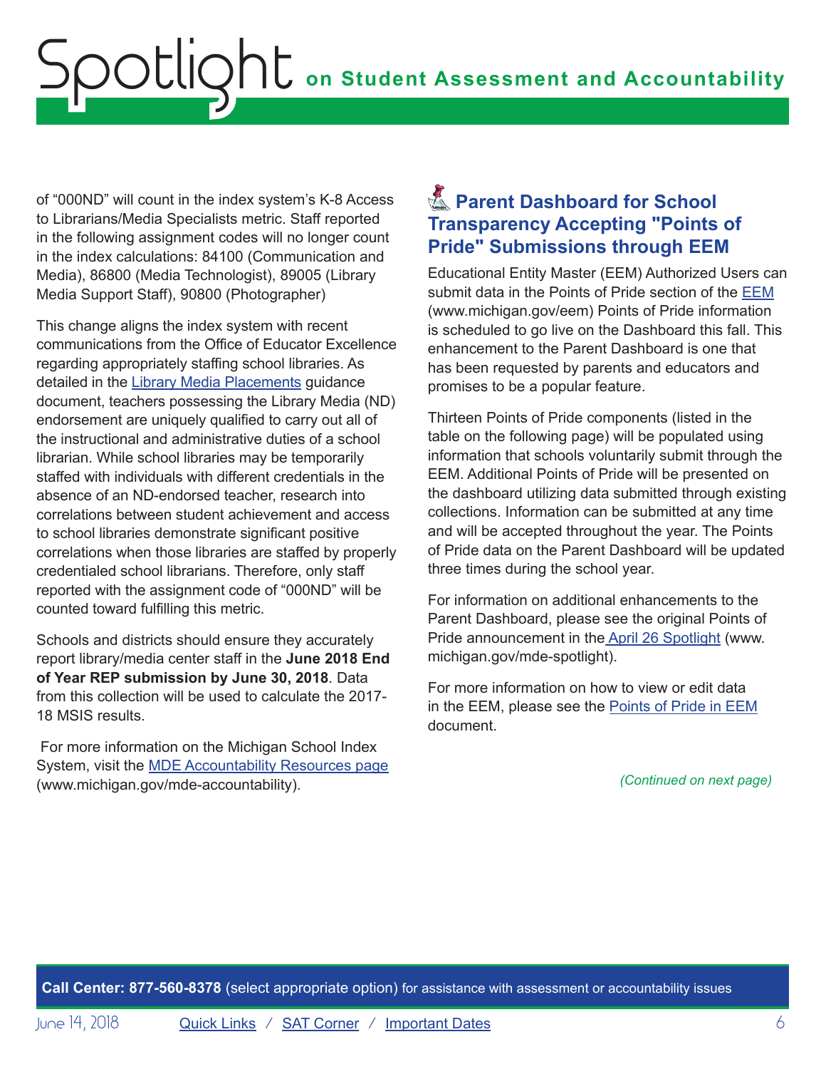of "000ND" will count in the index system's K-8 Access to Librarians/Media Specialists metric. Staff reported in the following assignment codes will no longer count in the index calculations: 84100 (Communication and Media), 86800 (Media Technologist), 89005 (Library Media Support Staff), 90800 (Photographer)

This change aligns the index system with recent communications from the Office of Educator Excellence regarding appropriately staffing school libraries. As detailed in the Library Media Placements guidance document, teachers possessing the Library Media (ND) endorsement are uniquely qualified to carry out all of the instructional and administrative duties of a school librarian. While school libraries may be temporarily staffed with individuals with different credentials in the absence of an ND-endorsed teacher, research into correlations between student achievement and access to school libraries demonstrate significant positive correlations when those libraries are staffed by properly credentialed school librarians. Therefore, only staff reported with the assignment code of "000ND" will be counted toward fulfilling this metric.

Schools and districts should ensure they accurately report library/media center staff in the **June 2018 End of Year REP submission by June 30, 2018**. Data from this collection will be used to calculate the 2017-18 MSIS results.

For more information on the Michigan School Index System, visit the MDE Accountability Resources page (www.michigan.gov/mde-accountability).

## Parent Dashboard for School Transparency Accepting "Points of Pride" Submissions through EEM

Educational Entity Master (EEM) Authorized Users can submit data in the Points of Pride section of the EEM (www.michigan.gov/eem) Points of Pride information is scheduled to go live on the Dashboard this fall. This enhancement to the Parent Dashboard is one that has been requested by parents and educators and promises to be a popular feature.

Thirteen Points of Pride components (listed in the table on the following page) will be populated using information that schools voluntarily submit through the EEM. Additional Points of Pride will be presented on the dashboard utilizing data submitted through existing collections. Information can be submitted at any time and will be accepted throughout the year. The Points of Pride data on the Parent Dashboard will be updated three times during the school year.

For information on additional enhancements to the Parent Dashboard, please see the original Points of Pride announcement in the April 26 Spotlight (www.michigan.gov/mde-spotlight).

For more information on how to view or edit data in the EEM, please see the Points of Pride in EEM document.

*(Continued on next page)*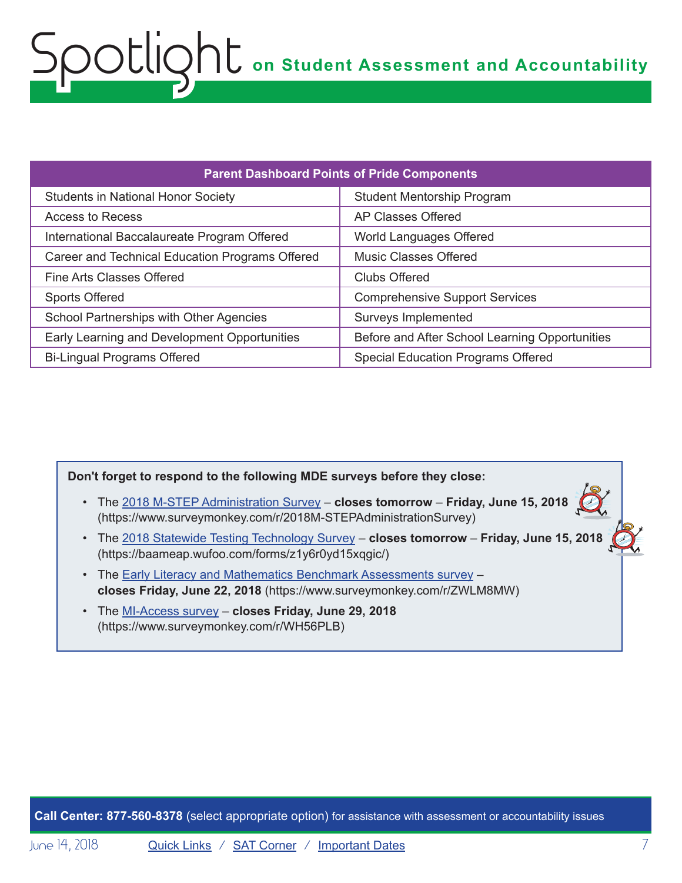| Parent Dashboard Points of Pride Components | |
|---|---|
| Students in National Honor Society | Student Mentorship Program |
| Access to Recess | AP Classes Offered |
| International Baccalaureate Program Offered | World Languages Offered |
| Career and Technical Education Programs Offered | Music Classes Offered |
| Fine Arts Classes Offered | Clubs Offered |
| Sports Offered | Comprehensive Support Services |
| School Partnerships with Other Agencies | Surveys Implemented |
| Early Learning and Development Opportunities | Before and After School Learning Opportunities |
| Bi-Lingual Programs Offered | Special Education Programs Offered |

**Don't forget to respond to the following MDE surveys before they close:**

- The 2018 M-STEP Administration Survey – **closes tomorrow** – **Friday, June 15, 2018** (https://www.surveymonkey.com/r/2018M-STEPAdministrationSurvey)
- The 2018 Statewide Testing Technology Survey – **closes tomorrow** – **Friday, June 15, 2018** (https://baameap.wufoo.com/forms/z1y6r0yd15xqgic/)
- The Early Literacy and Mathematics Benchmark Assessments survey – **closes Friday, June 22, 2018** (https://www.surveymonkey.com/r/ZWLM8MW)
- The MI-Access survey – **closes Friday, June 29, 2018** (https://www.surveymonkey.com/r/WH56PLB)

**Call Center: 877-560-8378** (select appropriate option) for assistance with assessment or accountability issues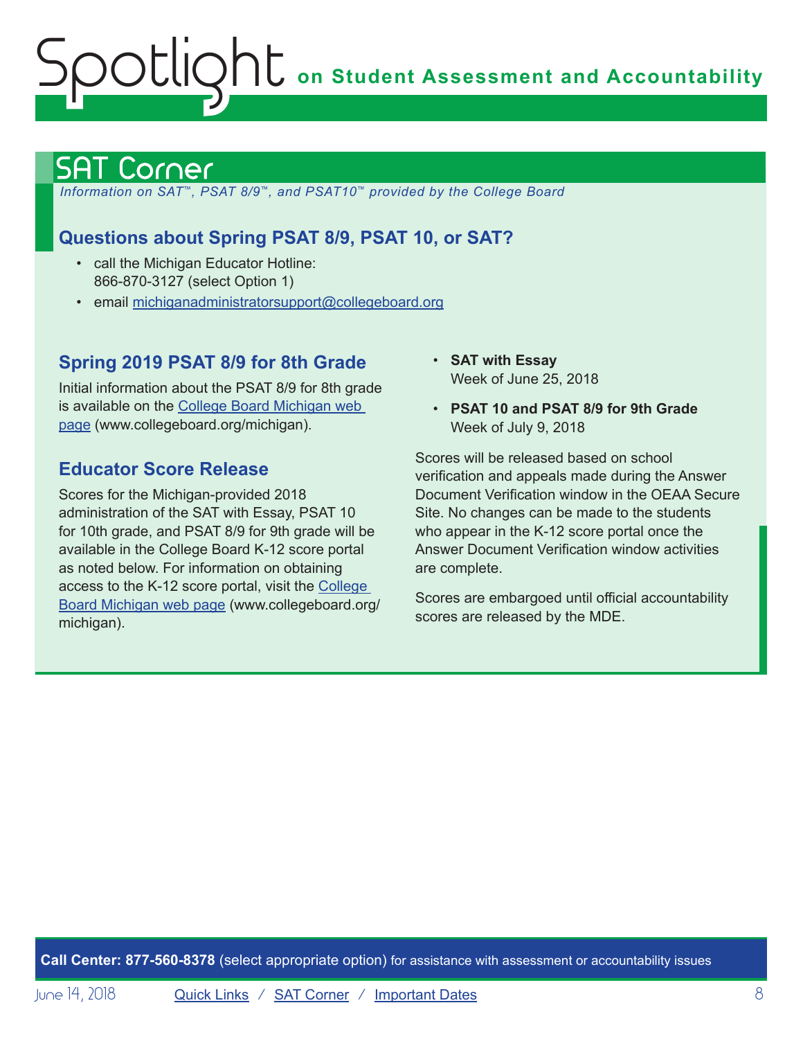# SAT Corner

*Information on SAT™, PSAT 8/9™, and PSAT10™ provided by the College Board*

## Questions about Spring PSAT 8/9, PSAT 10, or SAT?

- call the Michigan Educator Hotline: 866-870-3127 (select Option 1)
- email michiganadministratorsupport@collegeboard.org

## Spring 2019 PSAT 8/9 for 8th Grade

Initial information about the PSAT 8/9 for 8th grade is available on the College Board Michigan web page (www.collegeboard.org/michigan).

## Educator Score Release

Scores for the Michigan-provided 2018 administration of the SAT with Essay, PSAT 10 for 10th grade, and PSAT 8/9 for 9th grade will be available in the College Board K-12 score portal as noted below. For information on obtaining access to the K-12 score portal, visit the College Board Michigan web page (www.collegeboard.org/michigan).

- **SAT with Essay**
  Week of June 25, 2018
- **PSAT 10 and PSAT 8/9 for 9th Grade**
  Week of July 9, 2018

Scores will be released based on school verification and appeals made during the Answer Document Verification window in the OEAA Secure Site. No changes can be made to the students who appear in the K-12 score portal once the Answer Document Verification window activities are complete.

Scores are embargoed until official accountability scores are released by the MDE.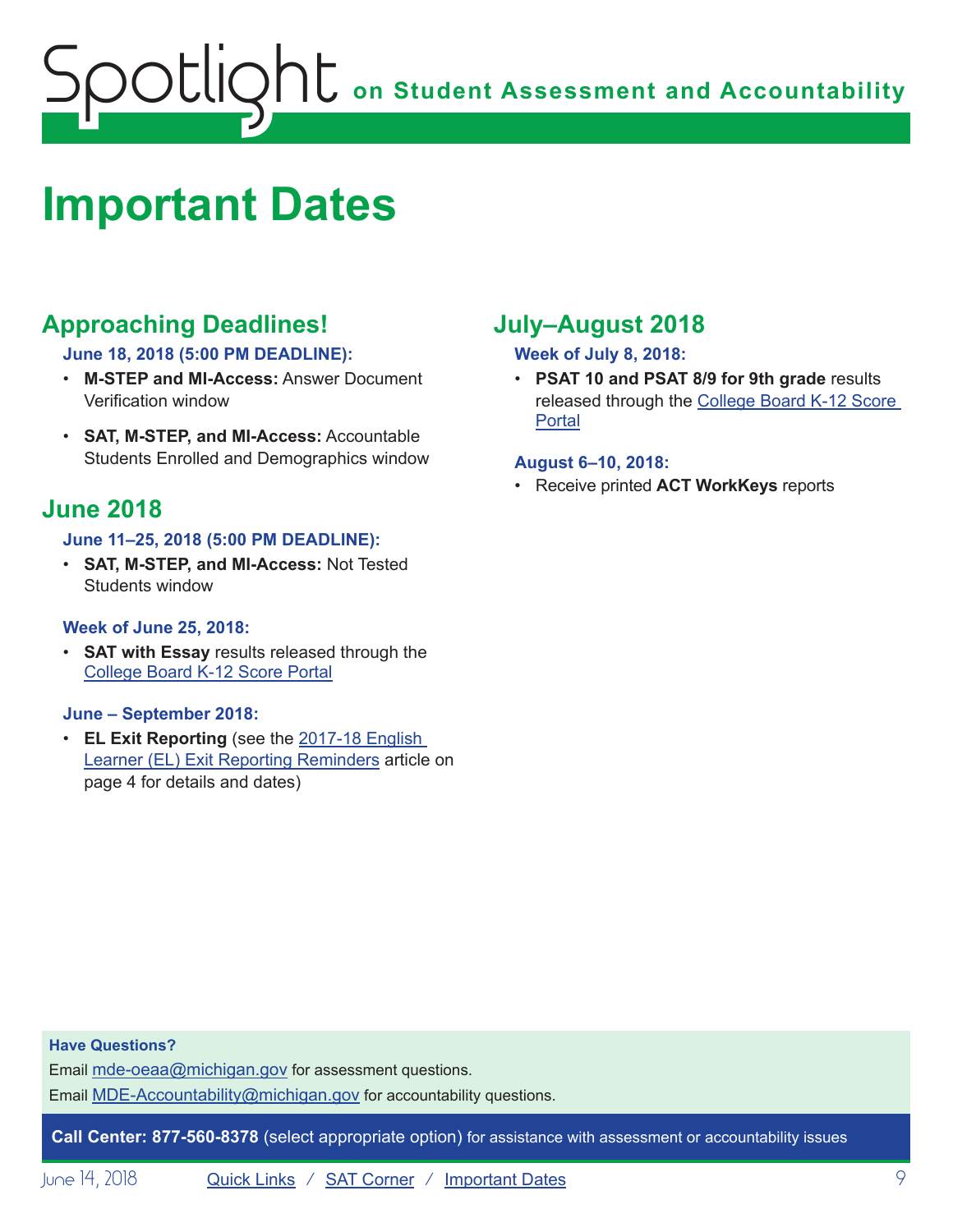# Important Dates

## Approaching Deadlines!

**June 18, 2018 (5:00 PM DEADLINE):**

- **M-STEP and MI-Access:** Answer Document Verification window
- **SAT, M-STEP, and MI-Access:** Accountable Students Enrolled and Demographics window

## June 2018

**June 11–25, 2018 (5:00 PM DEADLINE):**

- **SAT, M-STEP, and MI-Access:** Not Tested Students window

**Week of June 25, 2018:**

- **SAT with Essay** results released through the College Board K-12 Score Portal

**June – September 2018:**

- **EL Exit Reporting** (see the 2017-18 English Learner (EL) Exit Reporting Reminders article on page 4 for details and dates)

## July–August 2018

**Week of July 8, 2018:**

- **PSAT 10 and PSAT 8/9 for 9th grade** results released through the College Board K-12 Score Portal

**August 6–10, 2018:**

- Receive printed **ACT WorkKeys** reports

**Have Questions?**

Email mde-oeaa@michigan.gov for assessment questions.

Email MDE-Accountability@michigan.gov for accountability questions.

**Call Center: 877-560-8378** (select appropriate option) for assistance with assessment or accountability issues